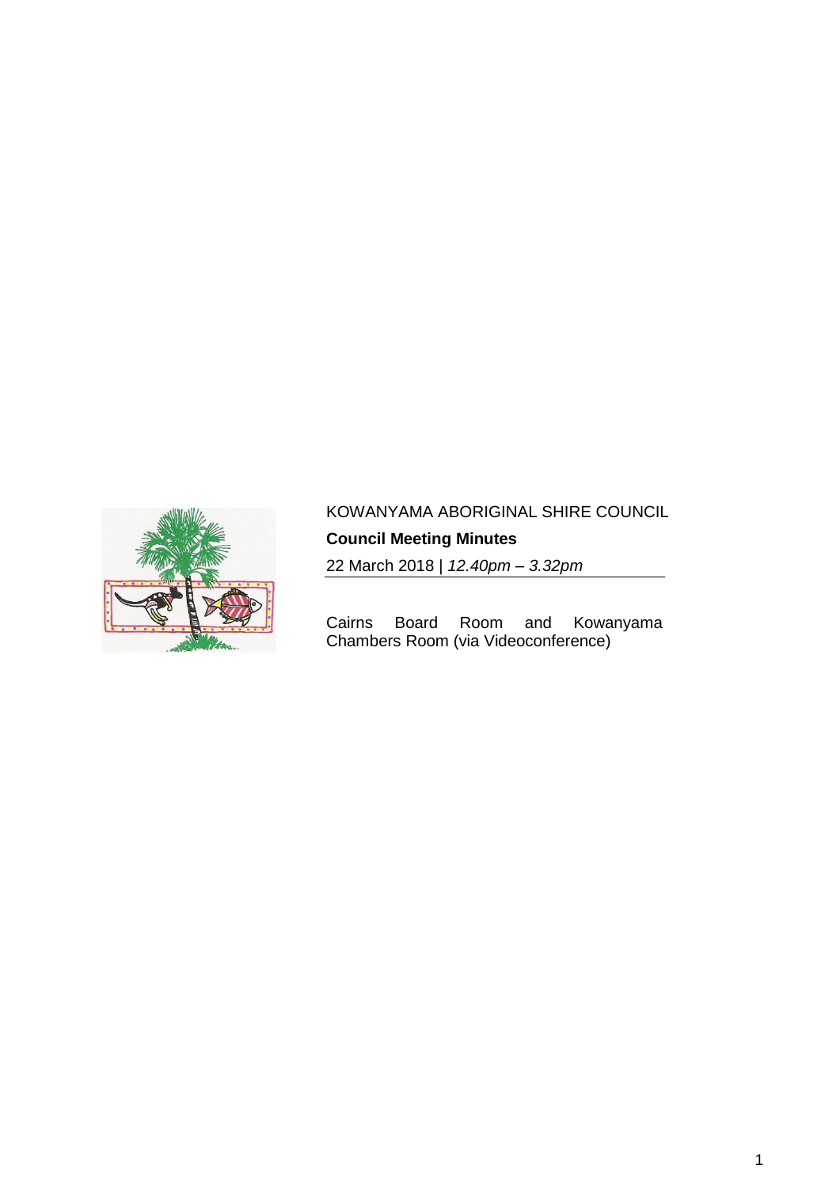KOWANYAMA ABORIGINAL SHIRE COUNCIL

**Council Meeting Minutes**

22 March 2018 | *12.40pm – 3.32pm*

Cairns Board Room and Kowanyama Chambers Room (via Videoconference)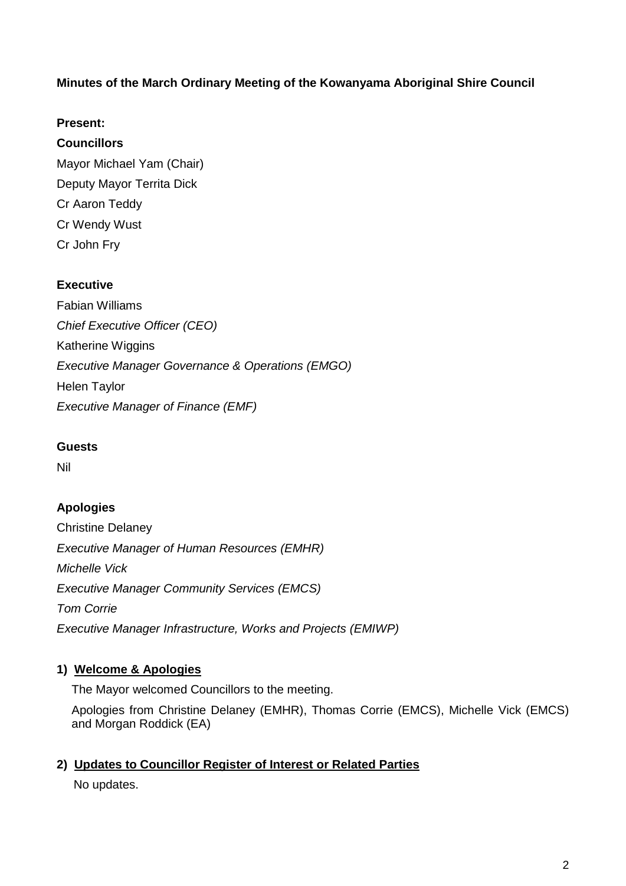**Minutes of the March Ordinary Meeting of the Kowanyama Aboriginal Shire Council**

**Present:**

**Councillors**

Mayor Michael Yam (Chair)

Deputy Mayor Territa Dick

Cr Aaron Teddy

Cr Wendy Wust

Cr John Fry

**Executive**

Fabian Williams

*Chief Executive Officer (CEO)*

Katherine Wiggins

*Executive Manager Governance & Operations (EMGO)*

Helen Taylor

*Executive Manager of Finance (EMF)*

**Guests**

Nil

**Apologies**

Christine Delaney

*Executive Manager of Human Resources (EMHR)*

*Michelle Vick*

*Executive Manager Community Services (EMCS)*

*Tom Corrie*

*Executive Manager Infrastructure, Works and Projects (EMIWP)*

## 1) Welcome & Apologies

The Mayor welcomed Councillors to the meeting.

Apologies from Christine Delaney (EMHR), Thomas Corrie (EMCS), Michelle Vick (EMCS) and Morgan Roddick (EA)

## 2) Updates to Councillor Register of Interest or Related Parties

No updates.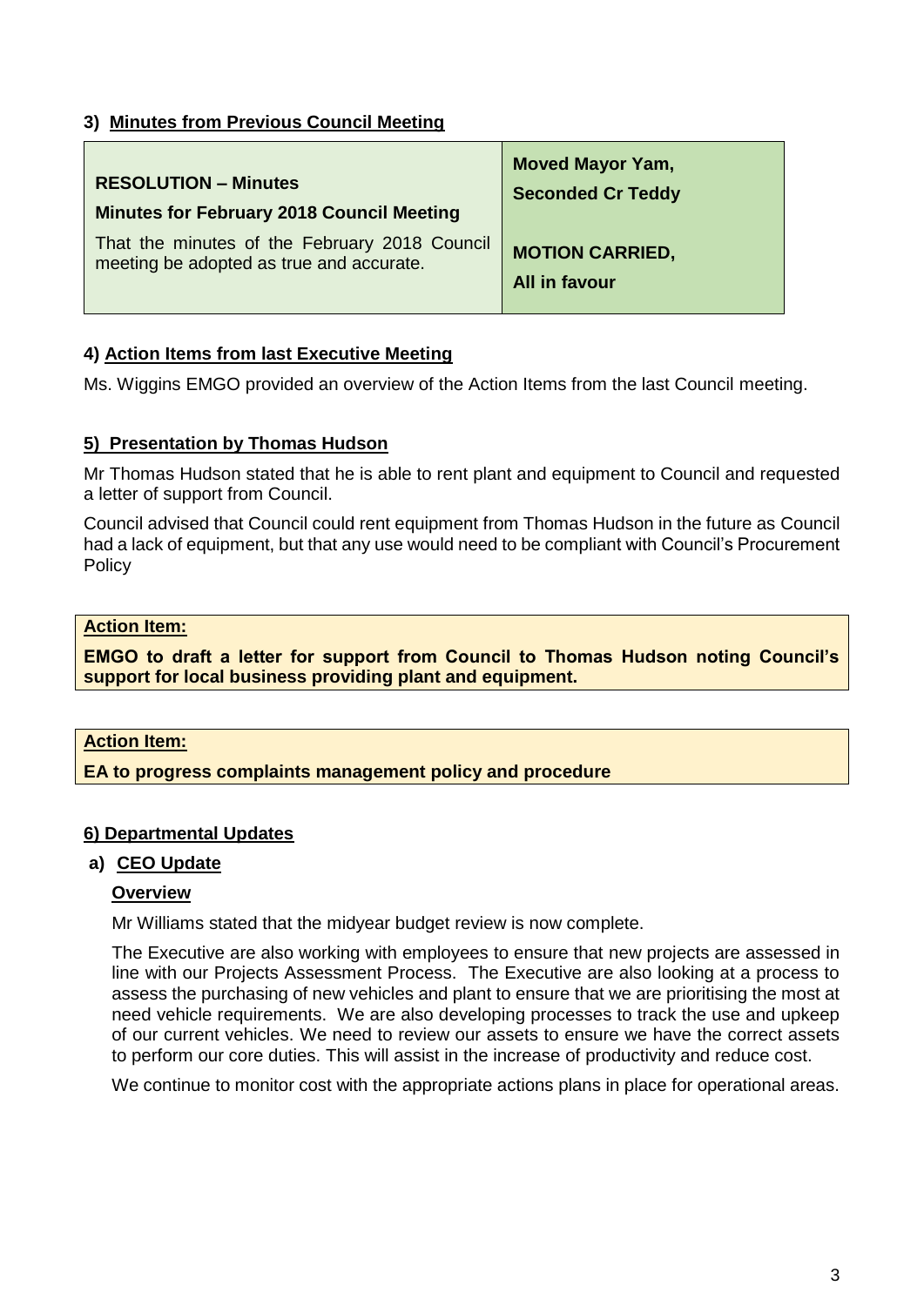### 3) Minutes from Previous Council Meeting

| **RESOLUTION – Minutes**<br>**Minutes for February 2018 Council Meeting**<br>That the minutes of the February 2018 Council meeting be adopted as true and accurate. | **Moved Mayor Yam,**<br>**Seconded Cr Teddy**<br><br>**MOTION CARRIED,**<br>**All in favour** |
|---|---|

### 4) Action Items from last Executive Meeting

Ms. Wiggins EMGO provided an overview of the Action Items from the last Council meeting.

### 5) Presentation by Thomas Hudson

Mr Thomas Hudson stated that he is able to rent plant and equipment to Council and requested a letter of support from Council.

Council advised that Council could rent equipment from Thomas Hudson in the future as Council had a lack of equipment, but that any use would need to be compliant with Council's Procurement Policy

**Action Item:**

**EMGO to draft a letter for support from Council to Thomas Hudson noting Council's support for local business providing plant and equipment.**

**Action Item:**

**EA to progress complaints management policy and procedure**

### 6) Departmental Updates

#### a) CEO Update

**Overview**

Mr Williams stated that the midyear budget review is now complete.

The Executive are also working with employees to ensure that new projects are assessed in line with our Projects Assessment Process. The Executive are also looking at a process to assess the purchasing of new vehicles and plant to ensure that we are prioritising the most at need vehicle requirements. We are also developing processes to track the use and upkeep of our current vehicles. We need to review our assets to ensure we have the correct assets to perform our core duties. This will assist in the increase of productivity and reduce cost.

We continue to monitor cost with the appropriate actions plans in place for operational areas.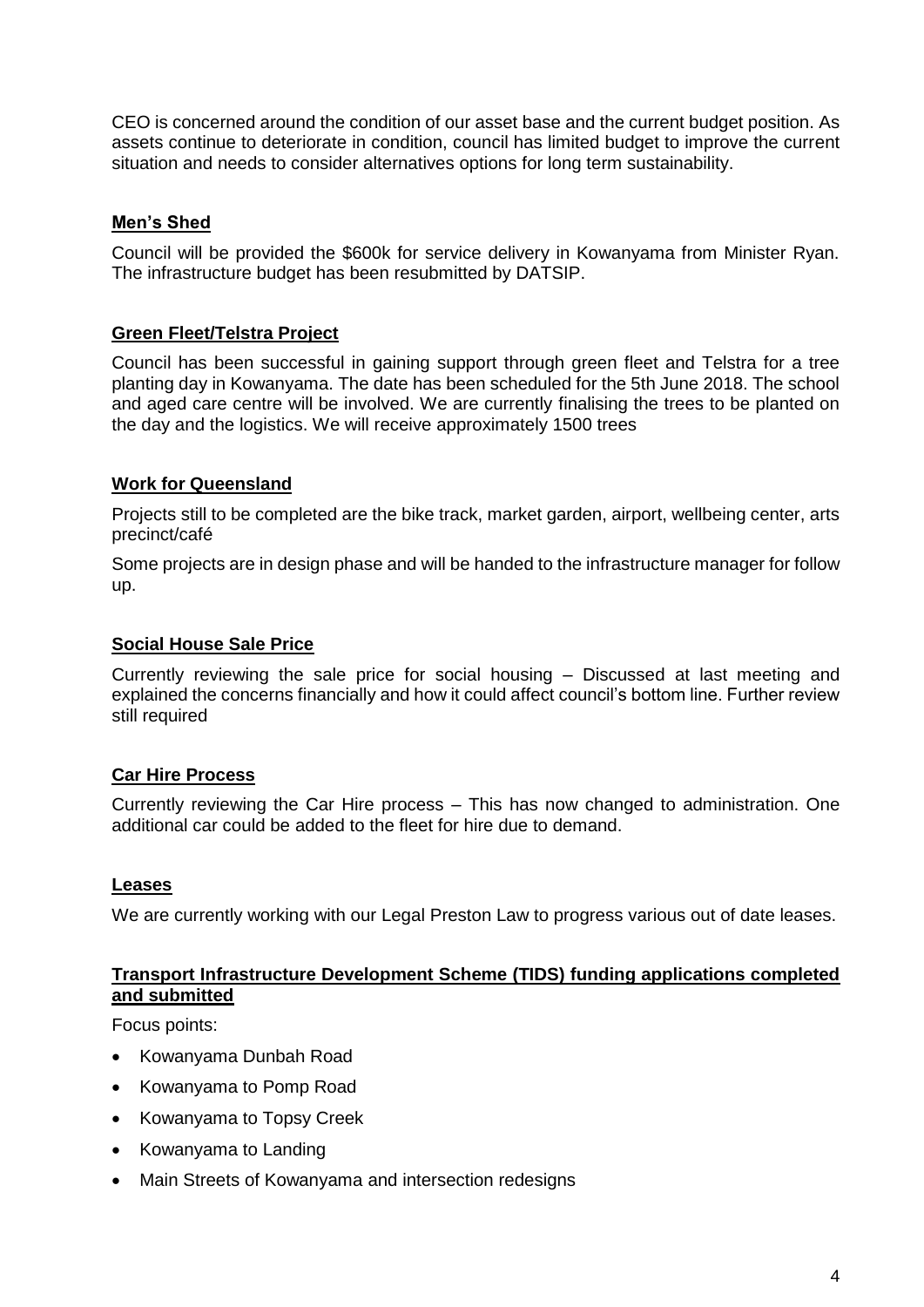CEO is concerned around the condition of our asset base and the current budget position. As assets continue to deteriorate in condition, council has limited budget to improve the current situation and needs to consider alternatives options for long term sustainability.

### Men's Shed

Council will be provided the $600k for service delivery in Kowanyama from Minister Ryan. The infrastructure budget has been resubmitted by DATSIP.

### Green Fleet/Telstra Project

Council has been successful in gaining support through green fleet and Telstra for a tree planting day in Kowanyama. The date has been scheduled for the 5th June 2018. The school and aged care centre will be involved. We are currently finalising the trees to be planted on the day and the logistics. We will receive approximately 1500 trees

### Work for Queensland

Projects still to be completed are the bike track, market garden, airport, wellbeing center, arts precinct/café

Some projects are in design phase and will be handed to the infrastructure manager for follow up.

### Social House Sale Price

Currently reviewing the sale price for social housing – Discussed at last meeting and explained the concerns financially and how it could affect council's bottom line. Further review still required

### Car Hire Process

Currently reviewing the Car Hire process – This has now changed to administration. One additional car could be added to the fleet for hire due to demand.

### Leases

We are currently working with our Legal Preston Law to progress various out of date leases.

### Transport Infrastructure Development Scheme (TIDS) funding applications completed and submitted

Focus points:

- Kowanyama Dunbah Road
- Kowanyama to Pomp Road
- Kowanyama to Topsy Creek
- Kowanyama to Landing
- Main Streets of Kowanyama and intersection redesigns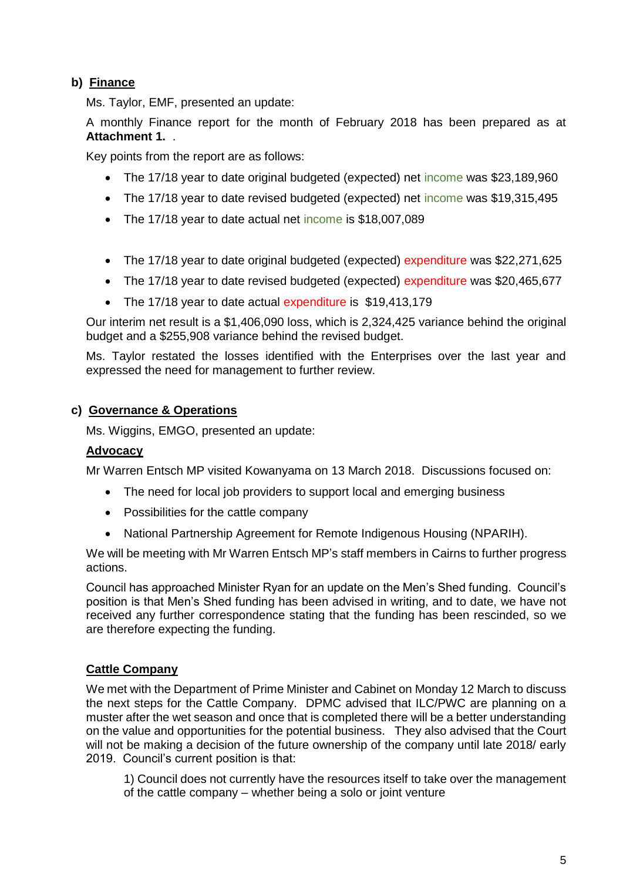### b) Finance

Ms. Taylor, EMF, presented an update:

A monthly Finance report for the month of February 2018 has been prepared as at **Attachment 1.** .

Key points from the report are as follows:

- The 17/18 year to date original budgeted (expected) net income was $23,189,960
- The 17/18 year to date revised budgeted (expected) net income was $19,315,495
- The 17/18 year to date actual net income is $18,007,089

- The 17/18 year to date original budgeted (expected) expenditure was $22,271,625
- The 17/18 year to date revised budgeted (expected) expenditure was $20,465,677
- The 17/18 year to date actual expenditure is $19,413,179

Our interim net result is a $1,406,090 loss, which is 2,324,425 variance behind the original budget and a $255,908 variance behind the revised budget.

Ms. Taylor restated the losses identified with the Enterprises over the last year and expressed the need for management to further review.

### c) Governance & Operations

Ms. Wiggins, EMGO, presented an update:

**Advocacy**

Mr Warren Entsch MP visited Kowanyama on 13 March 2018. Discussions focused on:

- The need for local job providers to support local and emerging business
- Possibilities for the cattle company
- National Partnership Agreement for Remote Indigenous Housing (NPARIH).

We will be meeting with Mr Warren Entsch MP's staff members in Cairns to further progress actions.

Council has approached Minister Ryan for an update on the Men's Shed funding. Council's position is that Men's Shed funding has been advised in writing, and to date, we have not received any further correspondence stating that the funding has been rescinded, so we are therefore expecting the funding.

**Cattle Company**

We met with the Department of Prime Minister and Cabinet on Monday 12 March to discuss the next steps for the Cattle Company. DPMC advised that ILC/PWC are planning on a muster after the wet season and once that is completed there will be a better understanding on the value and opportunities for the potential business. They also advised that the Court will not be making a decision of the future ownership of the company until late 2018/ early 2019. Council's current position is that:

1) Council does not currently have the resources itself to take over the management of the cattle company – whether being a solo or joint venture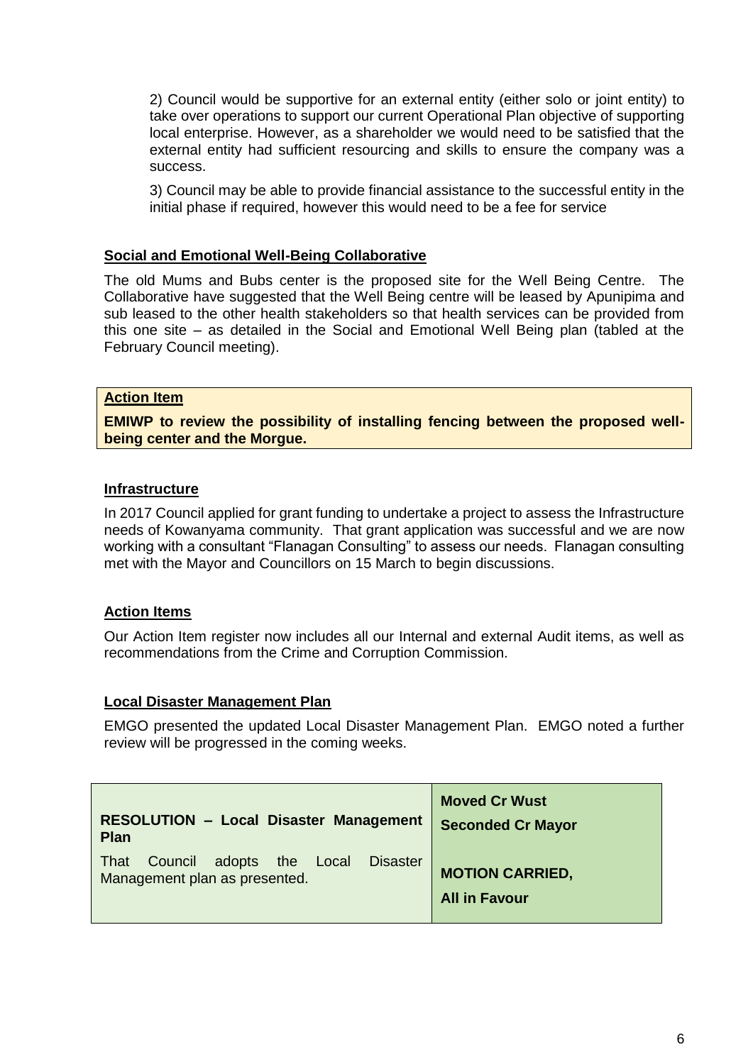2) Council would be supportive for an external entity (either solo or joint entity) to take over operations to support our current Operational Plan objective of supporting local enterprise. However, as a shareholder we would need to be satisfied that the external entity had sufficient resourcing and skills to ensure the company was a success.

3) Council may be able to provide financial assistance to the successful entity in the initial phase if required, however this would need to be a fee for service

**Social and Emotional Well-Being Collaborative**

The old Mums and Bubs center is the proposed site for the Well Being Centre. The Collaborative have suggested that the Well Being centre will be leased by Apunipima and sub leased to the other health stakeholders so that health services can be provided from this one site – as detailed in the Social and Emotional Well Being plan (tabled at the February Council meeting).

| **Action Item** |
|---|
| **EMIWP to review the possibility of installing fencing between the proposed well-being center and the Morgue.** |

**Infrastructure**

In 2017 Council applied for grant funding to undertake a project to assess the Infrastructure needs of Kowanyama community. That grant application was successful and we are now working with a consultant "Flanagan Consulting" to assess our needs. Flanagan consulting met with the Mayor and Councillors on 15 March to begin discussions.

**Action Items**

Our Action Item register now includes all our Internal and external Audit items, as well as recommendations from the Crime and Corruption Commission.

**Local Disaster Management Plan**

EMGO presented the updated Local Disaster Management Plan. EMGO noted a further review will be progressed in the coming weeks.

| **RESOLUTION – Local Disaster Management Plan**<br><br>That Council adopts the Local Disaster Management plan as presented. | **Moved Cr Wust**<br>**Seconded Cr Mayor**<br><br>**MOTION CARRIED,**<br>**All in Favour** |
|---|---|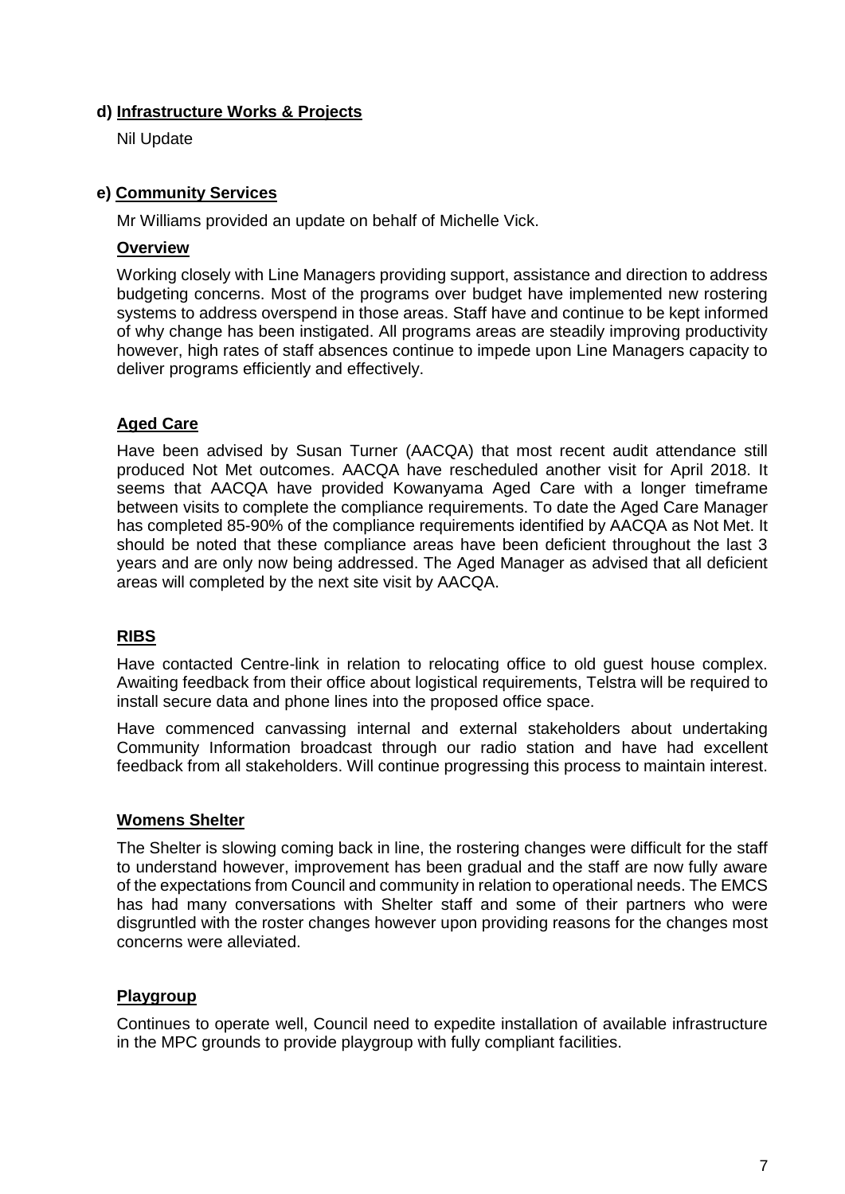**d) Infrastructure Works & Projects**

Nil Update

**e) Community Services**

Mr Williams provided an update on behalf of Michelle Vick.

**Overview**

Working closely with Line Managers providing support, assistance and direction to address budgeting concerns. Most of the programs over budget have implemented new rostering systems to address overspend in those areas. Staff have and continue to be kept informed of why change has been instigated. All programs areas are steadily improving productivity however, high rates of staff absences continue to impede upon Line Managers capacity to deliver programs efficiently and effectively.

**Aged Care**

Have been advised by Susan Turner (AACQA) that most recent audit attendance still produced Not Met outcomes. AACQA have rescheduled another visit for April 2018. It seems that AACQA have provided Kowanyama Aged Care with a longer timeframe between visits to complete the compliance requirements. To date the Aged Care Manager has completed 85-90% of the compliance requirements identified by AACQA as Not Met. It should be noted that these compliance areas have been deficient throughout the last 3 years and are only now being addressed. The Aged Manager as advised that all deficient areas will completed by the next site visit by AACQA.

**RIBS**

Have contacted Centre-link in relation to relocating office to old guest house complex. Awaiting feedback from their office about logistical requirements, Telstra will be required to install secure data and phone lines into the proposed office space.

Have commenced canvassing internal and external stakeholders about undertaking Community Information broadcast through our radio station and have had excellent feedback from all stakeholders. Will continue progressing this process to maintain interest.

**Womens Shelter**

The Shelter is slowing coming back in line, the rostering changes were difficult for the staff to understand however, improvement has been gradual and the staff are now fully aware of the expectations from Council and community in relation to operational needs. The EMCS has had many conversations with Shelter staff and some of their partners who were disgruntled with the roster changes however upon providing reasons for the changes most concerns were alleviated.

**Playgroup**

Continues to operate well, Council need to expedite installation of available infrastructure in the MPC grounds to provide playgroup with fully compliant facilities.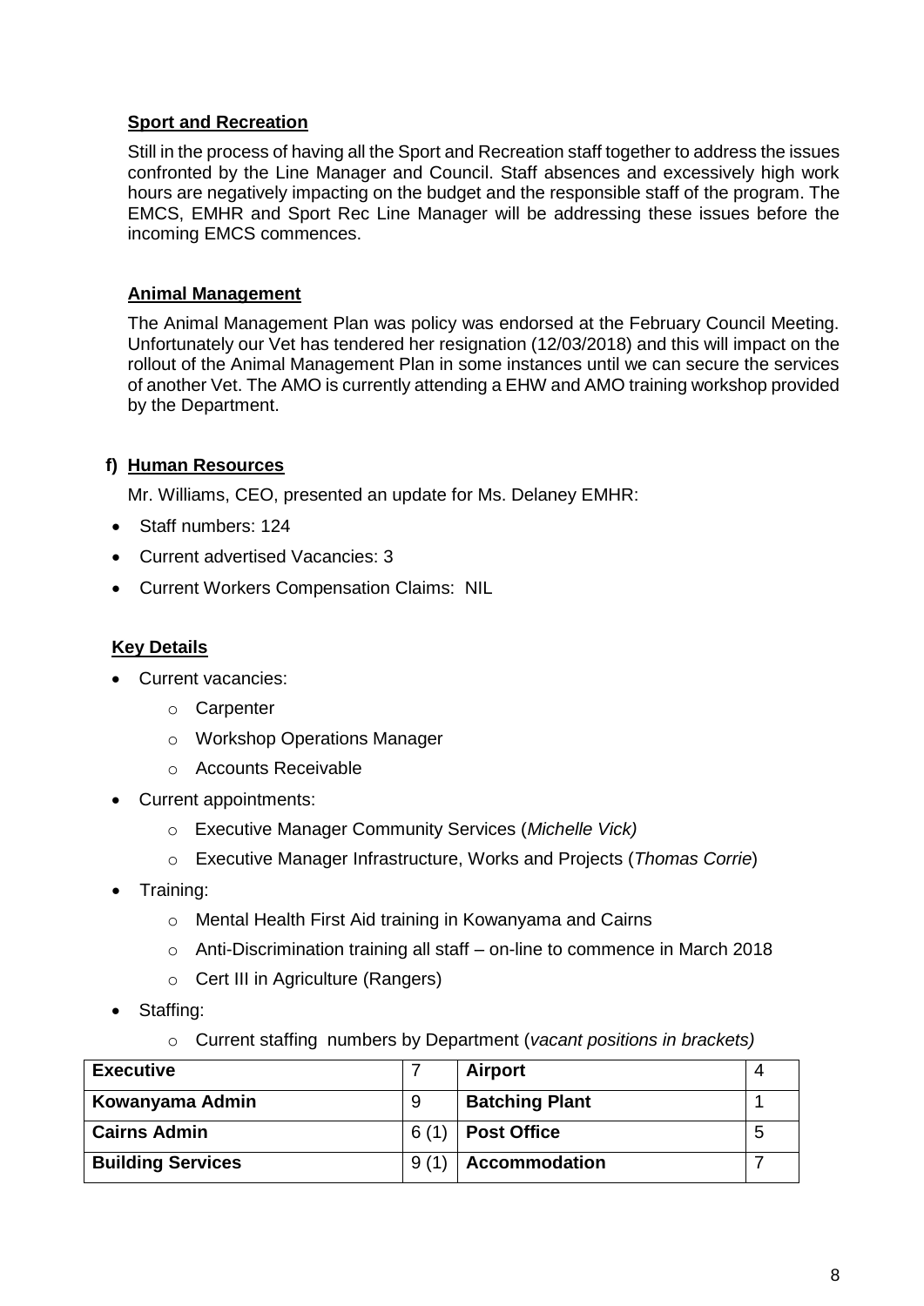**Sport and Recreation**

Still in the process of having all the Sport and Recreation staff together to address the issues confronted by the Line Manager and Council. Staff absences and excessively high work hours are negatively impacting on the budget and the responsible staff of the program. The EMCS, EMHR and Sport Rec Line Manager will be addressing these issues before the incoming EMCS commences.

**Animal Management**

The Animal Management Plan was policy was endorsed at the February Council Meeting. Unfortunately our Vet has tendered her resignation (12/03/2018) and this will impact on the rollout of the Animal Management Plan in some instances until we can secure the services of another Vet. The AMO is currently attending a EHW and AMO training workshop provided by the Department.

**f) Human Resources**

Mr. Williams, CEO, presented an update for Ms. Delaney EMHR:

- Staff numbers: 124
- Current advertised Vacancies: 3
- Current Workers Compensation Claims: NIL

**Key Details**

- Current vacancies:
  - Carpenter
  - Workshop Operations Manager
  - Accounts Receivable
- Current appointments:
  - Executive Manager Community Services (*Michelle Vick)*
  - Executive Manager Infrastructure, Works and Projects (*Thomas Corrie*)
- Training:
  - Mental Health First Aid training in Kowanyama and Cairns
  - Anti-Discrimination training all staff – on-line to commence in March 2018
  - Cert III in Agriculture (Rangers)
- Staffing:
  - Current staffing numbers by Department (*vacant positions in brackets)*

| **Executive** | 7 | **Airport** | 4 |
|---|---|---|---|
| **Kowanyama Admin** | 9 | **Batching Plant** | 1 |
| **Cairns Admin** | 6 (1) | **Post Office** | 5 |
| **Building Services** | 9 (1) | **Accommodation** | 7 |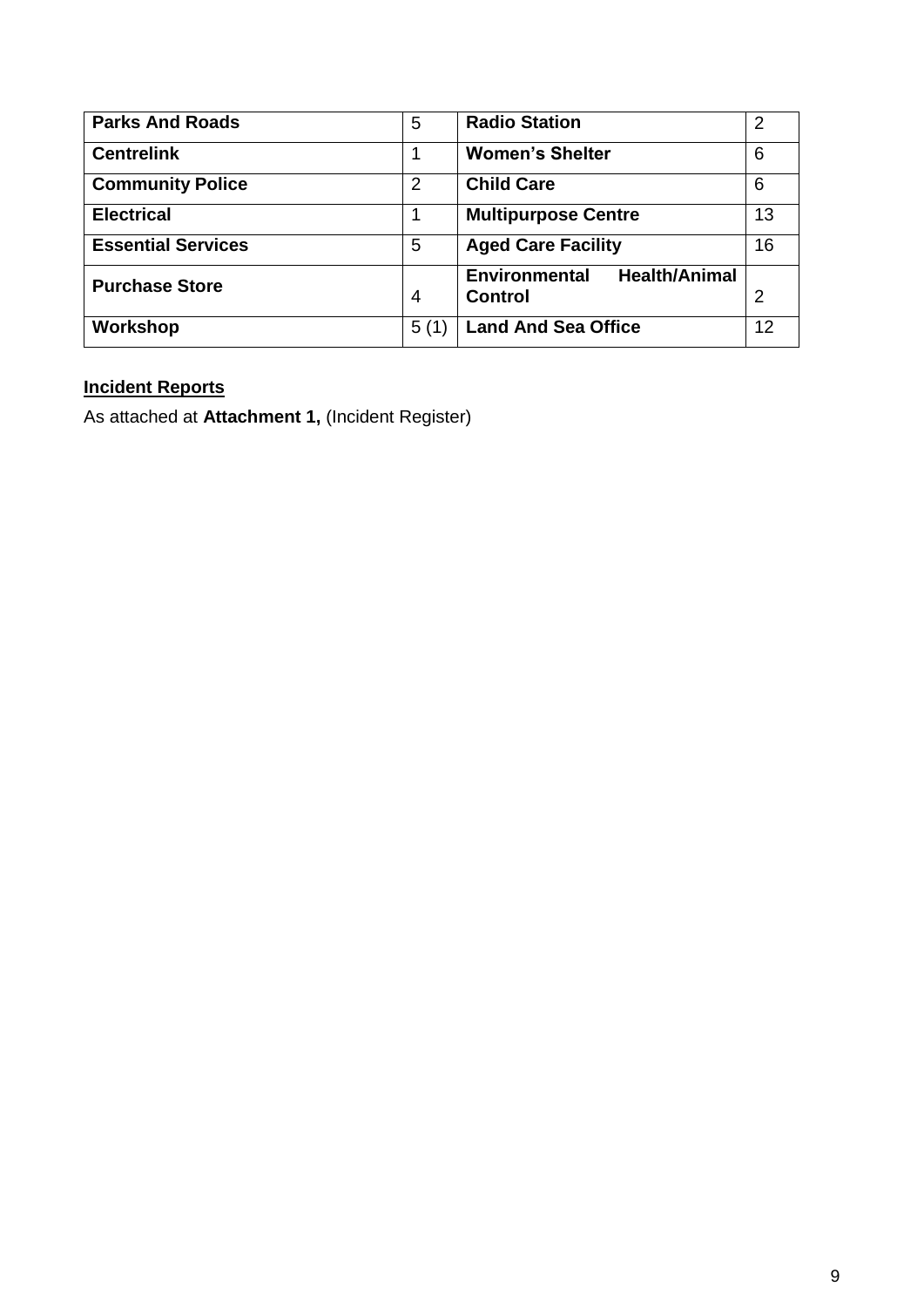| **Parks And Roads** | 5 | **Radio Station** | 2 |
|---|---|---|---|
| **Centrelink** | 1 | **Women's Shelter** | 6 |
| **Community Police** | 2 | **Child Care** | 6 |
| **Electrical** | 1 | **Multipurpose Centre** | 13 |
| **Essential Services** | 5 | **Aged Care Facility** | 16 |
| **Purchase Store** | 4 | **Environmental Health/Animal Control** | 2 |
| **Workshop** | 5 (1) | **Land And Sea Office** | 12 |

**<u>Incident Reports</u>**

As attached at **Attachment 1,** (Incident Register)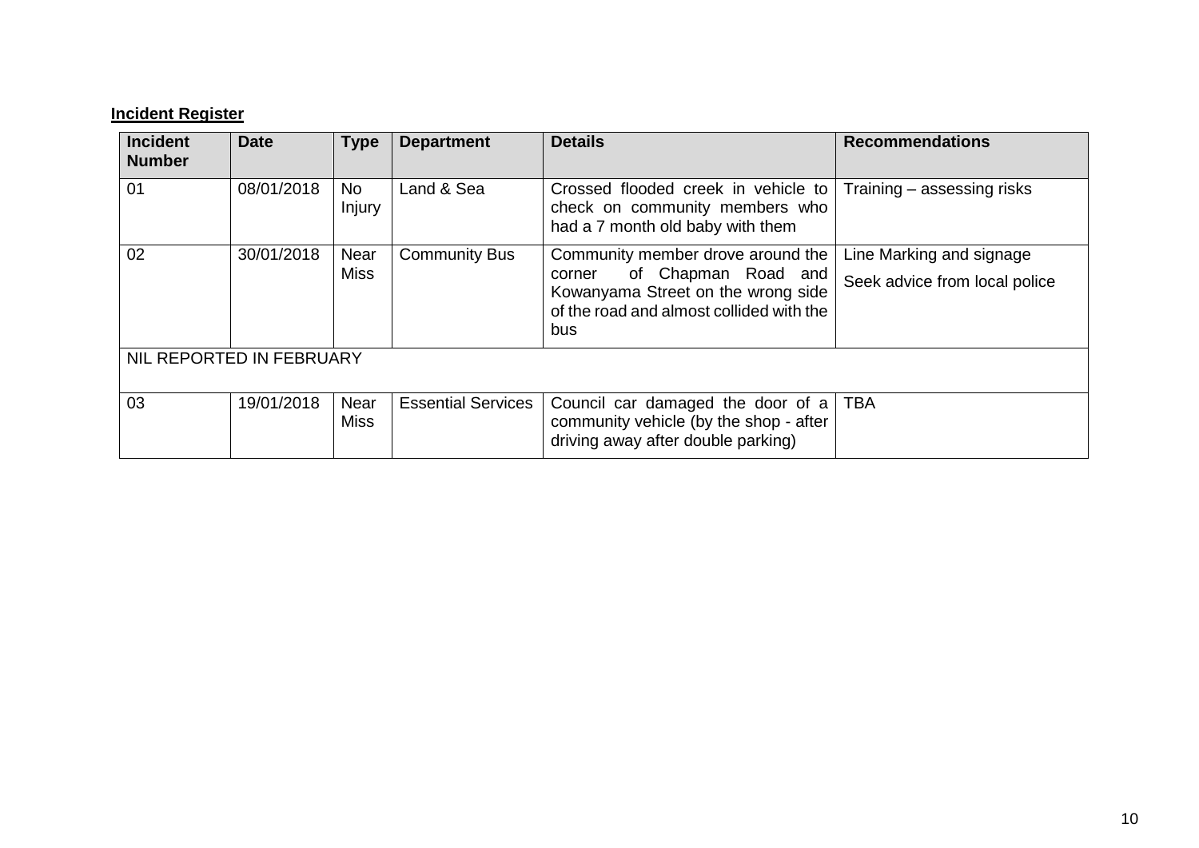**Incident Register**

| Incident Number | Date | Type | Department | Details | Recommendations |
|---|---|---|---|---|---|
| 01 | 08/01/2018 | No Injury | Land & Sea | Crossed flooded creek in vehicle to check on community members who had a 7 month old baby with them | Training – assessing risks |
| 02 | 30/01/2018 | Near Miss | Community Bus | Community member drove around the corner of Chapman Road and Kowanyama Street on the wrong side of the road and almost collided with the bus | Line Marking and signage<br>Seek advice from local police |
| NIL REPORTED IN FEBRUARY | | | | | |
| 03 | 19/01/2018 | Near Miss | Essential Services | Council car damaged the door of a community vehicle (by the shop - after driving away after double parking) | TBA |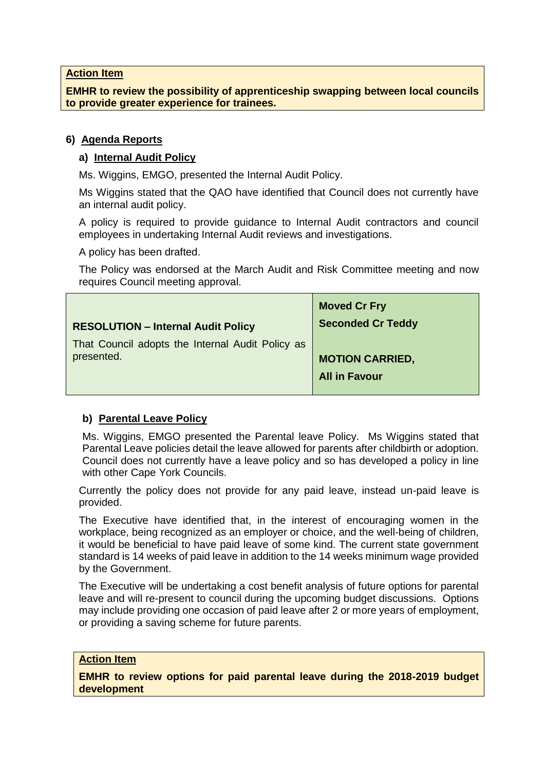**Action Item**

**EMHR to review the possibility of apprenticeship swapping between local councils to provide greater experience for trainees.**

## 6) Agenda Reports

### a) Internal Audit Policy

Ms. Wiggins, EMGO, presented the Internal Audit Policy.

Ms Wiggins stated that the QAO have identified that Council does not currently have an internal audit policy.

A policy is required to provide guidance to Internal Audit contractors and council employees in undertaking Internal Audit reviews and investigations.

A policy has been drafted.

The Policy was endorsed at the March Audit and Risk Committee meeting and now requires Council meeting approval.

| **RESOLUTION – Internal Audit Policy**<br>That Council adopts the Internal Audit Policy as presented. | **Moved Cr Fry**<br>**Seconded Cr Teddy**<br><br>**MOTION CARRIED,**<br>**All in Favour** |
|---|---|

### b) Parental Leave Policy

Ms. Wiggins, EMGO presented the Parental leave Policy. Ms Wiggins stated that Parental Leave policies detail the leave allowed for parents after childbirth or adoption. Council does not currently have a leave policy and so has developed a policy in line with other Cape York Councils.

Currently the policy does not provide for any paid leave, instead un-paid leave is provided.

The Executive have identified that, in the interest of encouraging women in the workplace, being recognized as an employer or choice, and the well-being of children, it would be beneficial to have paid leave of some kind. The current state government standard is 14 weeks of paid leave in addition to the 14 weeks minimum wage provided by the Government.

The Executive will be undertaking a cost benefit analysis of future options for parental leave and will re-present to council during the upcoming budget discussions. Options may include providing one occasion of paid leave after 2 or more years of employment, or providing a saving scheme for future parents.

**Action Item**

**EMHR to review options for paid parental leave during the 2018-2019 budget development**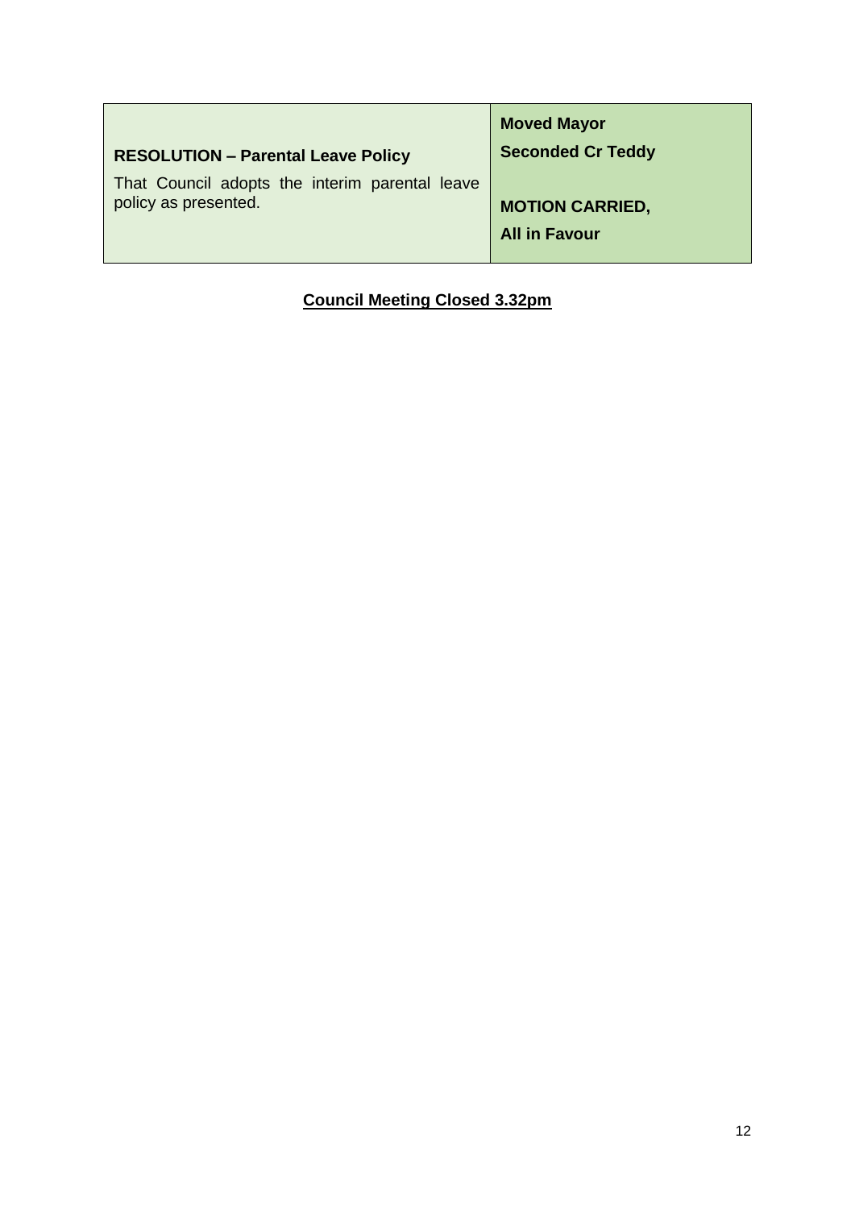| | |
|---|---|
| **RESOLUTION – Parental Leave Policy**<br>That Council adopts the interim parental leave policy as presented. | **Moved Mayor**<br>**Seconded Cr Teddy**<br><br>**MOTION CARRIED,**<br>**All in Favour** |

**Council Meeting Closed 3.32pm**